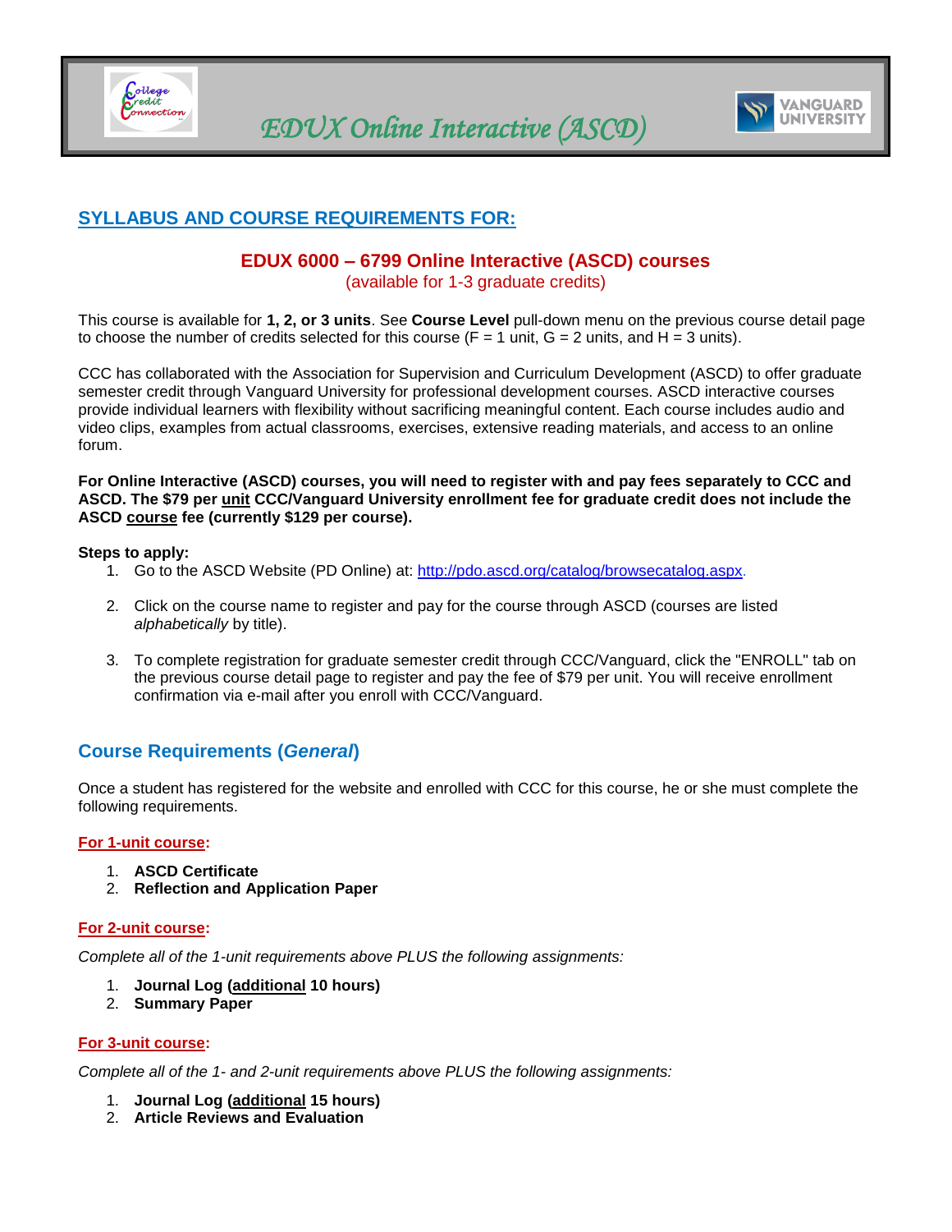# EDUX Online Interactive (ASCD)

## SYLLABUS AND COURSE REQUIREMENTS FOR:

### EDUX 6000 – 6799 Online Interactive (ASCD) courses

(available for 1-3 graduate credits)

This course is available for **1, 2, or 3 units**. See **Course Level** pull-down menu on the previous course detail page to choose the number of credits selected for this course (F = 1 unit, G = 2 units, and H = 3 units).

CCC has collaborated with the Association for Supervision and Curriculum Development (ASCD) to offer graduate semester credit through Vanguard University for professional development courses. ASCD interactive courses provide individual learners with flexibility without sacrificing meaningful content. Each course includes audio and video clips, examples from actual classrooms, exercises, extensive reading materials, and access to an online forum.

**For Online Interactive (ASCD) courses, you will need to register with and pay fees separately to CCC and ASCD. The $79 per unit CCC/Vanguard University enrollment fee for graduate credit does not include the ASCD course fee (currently $129 per course).**

**Steps to apply:**

1. Go to the ASCD Website (PD Online) at: http://pdo.ascd.org/catalog/browsecatalog.aspx.
2. Click on the course name to register and pay for the course through ASCD (courses are listed *alphabetically* by title).
3. To complete registration for graduate semester credit through CCC/Vanguard, click the "ENROLL" tab on the previous course detail page to register and pay the fee of $79 per unit. You will receive enrollment confirmation via e-mail after you enroll with CCC/Vanguard.

## Course Requirements (*General*)

Once a student has registered for the website and enrolled with CCC for this course, he or she must complete the following requirements.

**For 1-unit course:**

1. **ASCD Certificate**
2. **Reflection and Application Paper**

**For 2-unit course:**

*Complete all of the 1-unit requirements above PLUS the following assignments:*

1. **Journal Log (additional 10 hours)**
2. **Summary Paper**

**For 3-unit course:**

*Complete all of the 1- and 2-unit requirements above PLUS the following assignments:*

1. **Journal Log (additional 15 hours)**
2. **Article Reviews and Evaluation**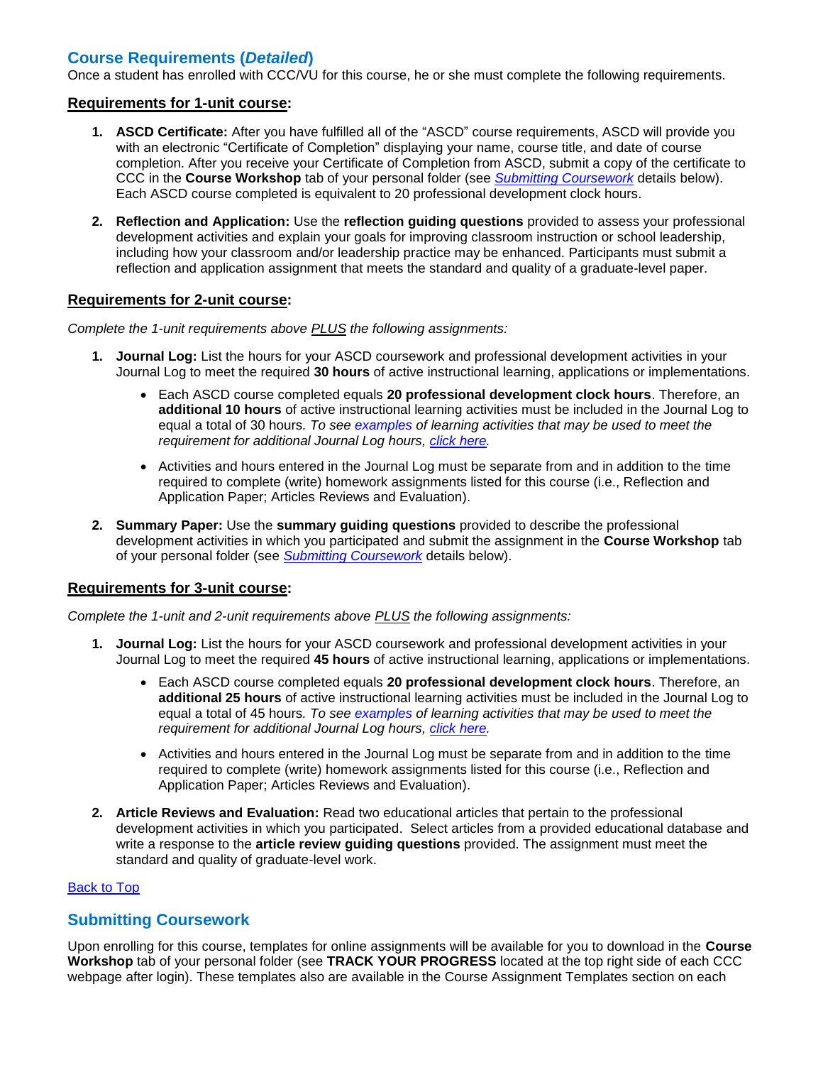## Course Requirements (*Detailed*)

Once a student has enrolled with CCC/VU for this course, he or she must complete the following requirements.

### Requirements for 1-unit course:

1. **ASCD Certificate:** After you have fulfilled all of the "ASCD" course requirements, ASCD will provide you with an electronic "Certificate of Completion" displaying your name, course title, and date of course completion. After you receive your Certificate of Completion from ASCD, submit a copy of the certificate to CCC in the **Course Workshop** tab of your personal folder (see *Submitting Coursework* details below). Each ASCD course completed is equivalent to 20 professional development clock hours.

2. **Reflection and Application:** Use the **reflection guiding questions** provided to assess your professional development activities and explain your goals for improving classroom instruction or school leadership, including how your classroom and/or leadership practice may be enhanced. Participants must submit a reflection and application assignment that meets the standard and quality of a graduate-level paper.

### Requirements for 2-unit course:

*Complete the 1-unit requirements above PLUS the following assignments:*

1. **Journal Log:** List the hours for your ASCD coursework and professional development activities in your Journal Log to meet the required **30 hours** of active instructional learning, applications or implementations.
   - Each ASCD course completed equals **20 professional development clock hours**. Therefore, an **additional 10 hours** of active instructional learning activities must be included in the Journal Log to equal a total of 30 hours. *To see examples of learning activities that may be used to meet the requirement for additional Journal Log hours, click here.*
   - Activities and hours entered in the Journal Log must be separate from and in addition to the time required to complete (write) homework assignments listed for this course (i.e., Reflection and Application Paper; Articles Reviews and Evaluation).

2. **Summary Paper:** Use the **summary guiding questions** provided to describe the professional development activities in which you participated and submit the assignment in the **Course Workshop** tab of your personal folder (see *Submitting Coursework* details below).

### Requirements for 3-unit course:

*Complete the 1-unit and 2-unit requirements above PLUS the following assignments:*

1. **Journal Log:** List the hours for your ASCD coursework and professional development activities in your Journal Log to meet the required **45 hours** of active instructional learning, applications or implementations.
   - Each ASCD course completed equals **20 professional development clock hours**. Therefore, an **additional 25 hours** of active instructional learning activities must be included in the Journal Log to equal a total of 45 hours. *To see examples of learning activities that may be used to meet the requirement for additional Journal Log hours, click here.*
   - Activities and hours entered in the Journal Log must be separate from and in addition to the time required to complete (write) homework assignments listed for this course (i.e., Reflection and Application Paper; Articles Reviews and Evaluation).

2. **Article Reviews and Evaluation:** Read two educational articles that pertain to the professional development activities in which you participated. Select articles from a provided educational database and write a response to the **article review guiding questions** provided. The assignment must meet the standard and quality of graduate-level work.

Back to Top

## Submitting Coursework

Upon enrolling for this course, templates for online assignments will be available for you to download in the **Course Workshop** tab of your personal folder (see **TRACK YOUR PROGRESS** located at the top right side of each CCC webpage after login). These templates also are available in the Course Assignment Templates section on each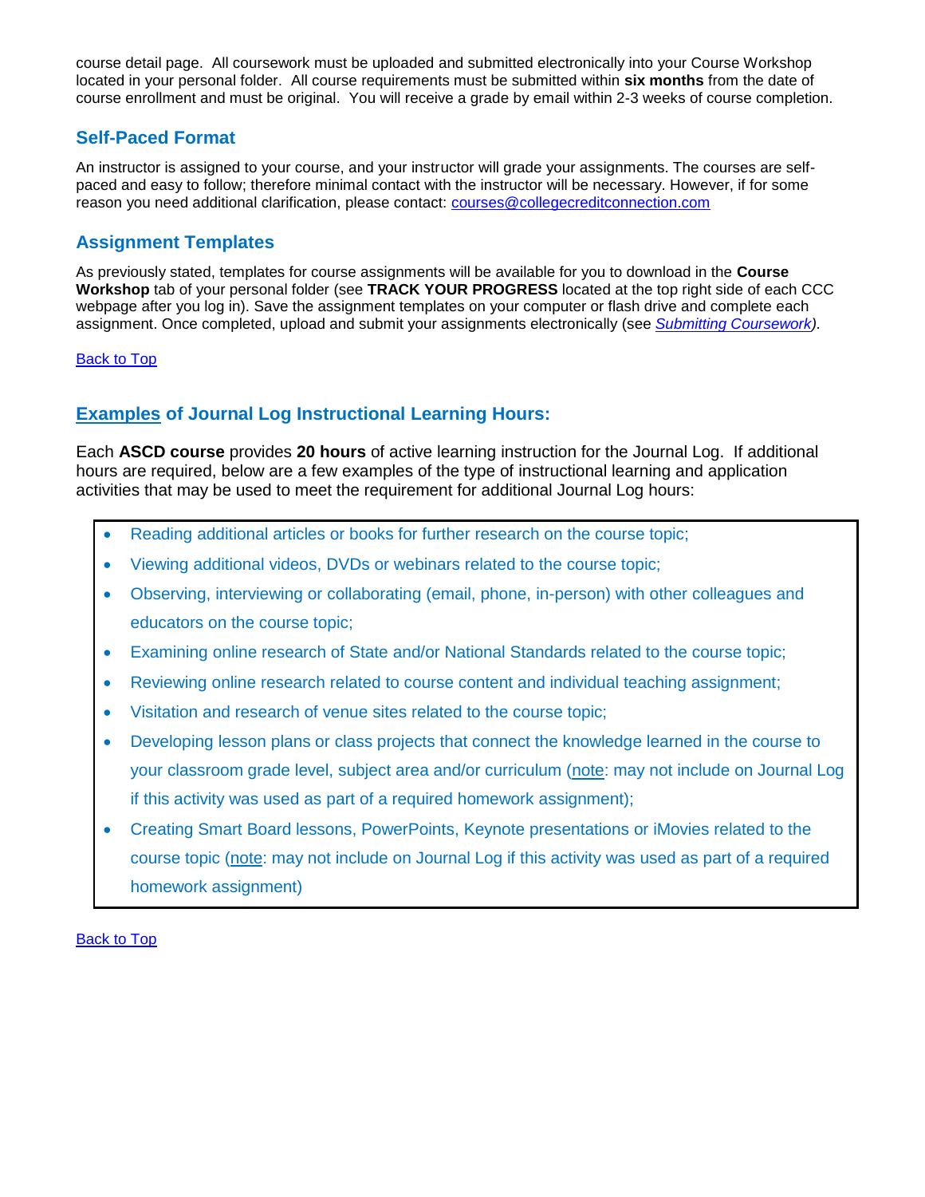course detail page.  All coursework must be uploaded and submitted electronically into your Course Workshop located in your personal folder.  All course requirements must be submitted within **six months** from the date of course enrollment and must be original.  You will receive a grade by email within 2-3 weeks of course completion.

## Self-Paced Format

An instructor is assigned to your course, and your instructor will grade your assignments. The courses are self-paced and easy to follow; therefore minimal contact with the instructor will be necessary. However, if for some reason you need additional clarification, please contact: courses@collegecreditconnection.com

## Assignment Templates

As previously stated, templates for course assignments will be available for you to download in the **Course Workshop** tab of your personal folder (see **TRACK YOUR PROGRESS** located at the top right side of each CCC webpage after you log in). Save the assignment templates on your computer or flash drive and complete each assignment. Once completed, upload and submit your assignments electronically (see *Submitting Coursework*).

Back to Top

## Examples of Journal Log Instructional Learning Hours:

Each **ASCD course** provides **20 hours** of active learning instruction for the Journal Log.  If additional hours are required, below are a few examples of the type of instructional learning and application activities that may be used to meet the requirement for additional Journal Log hours:

- Reading additional articles or books for further research on the course topic;
- Viewing additional videos, DVDs or webinars related to the course topic;
- Observing, interviewing or collaborating (email, phone, in-person) with other colleagues and educators on the course topic;
- Examining online research of State and/or National Standards related to the course topic;
- Reviewing online research related to course content and individual teaching assignment;
- Visitation and research of venue sites related to the course topic;
- Developing lesson plans or class projects that connect the knowledge learned in the course to your classroom grade level, subject area and/or curriculum (note: may not include on Journal Log if this activity was used as part of a required homework assignment);
- Creating Smart Board lessons, PowerPoints, Keynote presentations or iMovies related to the course topic (note: may not include on Journal Log if this activity was used as part of a required homework assignment)

Back to Top